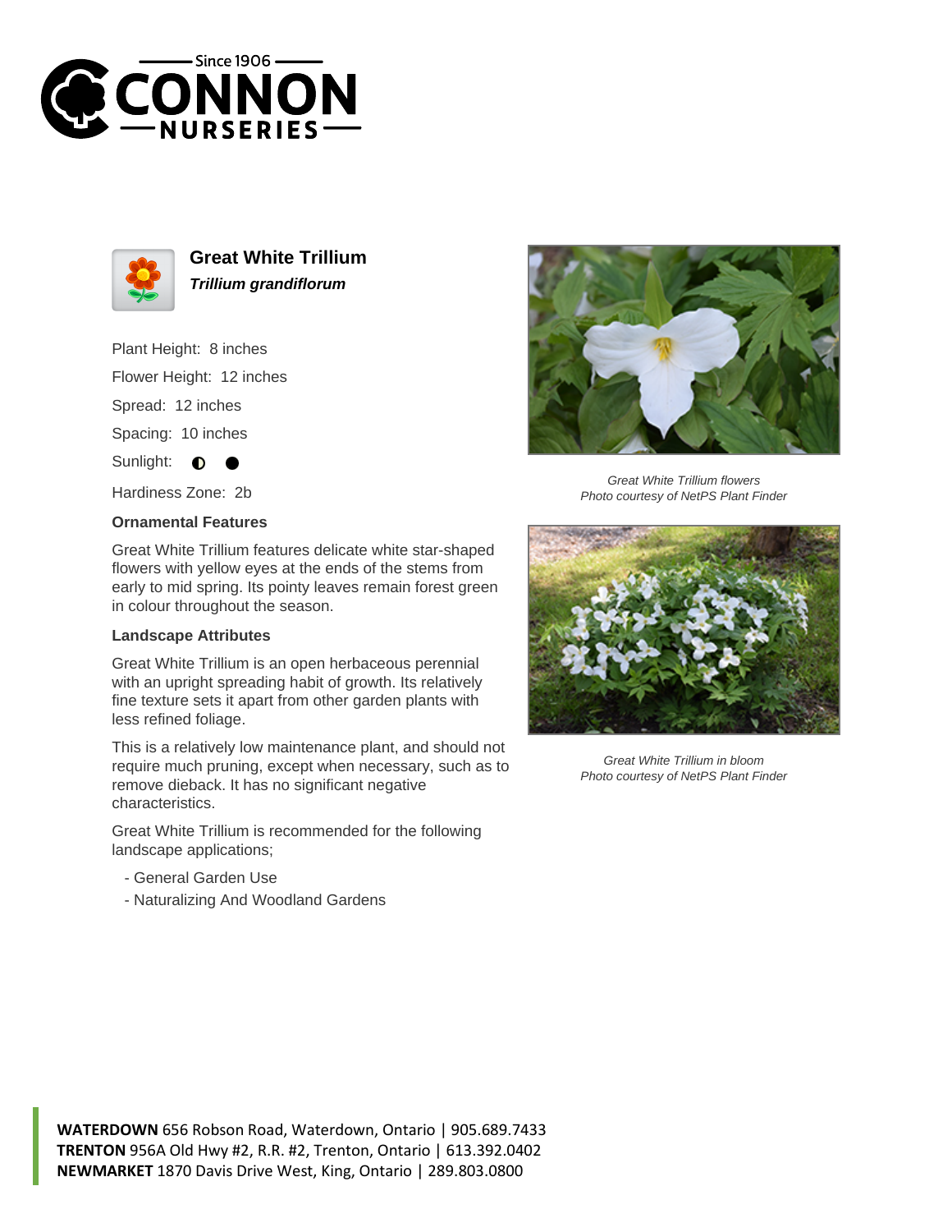# Great White Trillium

***Trillium grandiflorum***

Plant Height: 8 inches

Flower Height: 12 inches

Spread: 12 inches

Spacing: 10 inches

Sunlight: ◐ ●

Hardiness Zone: 2b

### Ornamental Features

Great White Trillium features delicate white star-shaped flowers with yellow eyes at the ends of the stems from early to mid spring. Its pointy leaves remain forest green in colour throughout the season.

### Landscape Attributes

Great White Trillium is an open herbaceous perennial with an upright spreading habit of growth. Its relatively fine texture sets it apart from other garden plants with less refined foliage.

This is a relatively low maintenance plant, and should not require much pruning, except when necessary, such as to remove dieback. It has no significant negative characteristics.

Great White Trillium is recommended for the following landscape applications;

- General Garden Use
- Naturalizing And Woodland Gardens

*Great White Trillium flowers*
*Photo courtesy of NetPS Plant Finder*

*Great White Trillium in bloom*
*Photo courtesy of NetPS Plant Finder*

**WATERDOWN** 656 Robson Road, Waterdown, Ontario | 905.689.7433
**TRENTON** 956A Old Hwy #2, R.R. #2, Trenton, Ontario | 613.392.0402
**NEWMARKET** 1870 Davis Drive West, King, Ontario | 289.803.0800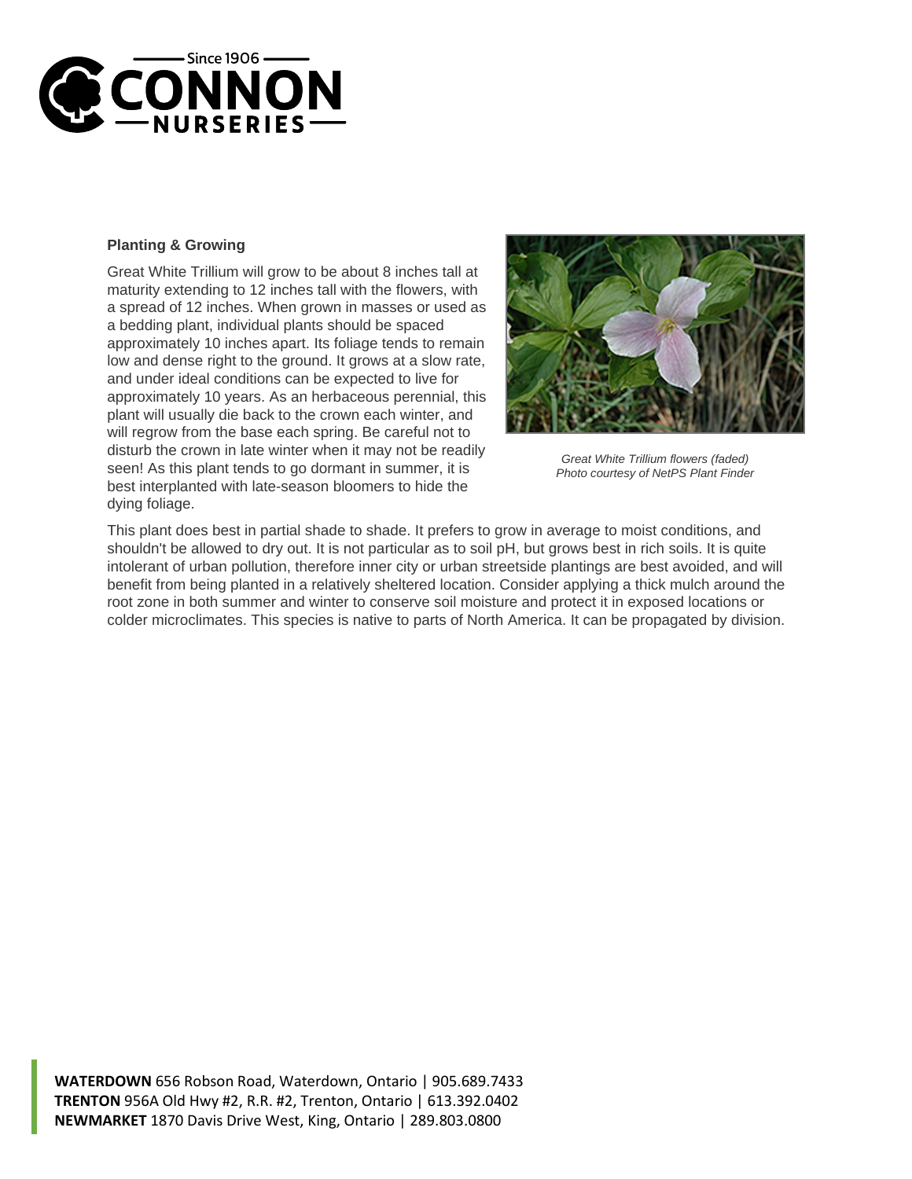### Planting & Growing

Great White Trillium will grow to be about 8 inches tall at maturity extending to 12 inches tall with the flowers, with a spread of 12 inches. When grown in masses or used as a bedding plant, individual plants should be spaced approximately 10 inches apart. Its foliage tends to remain low and dense right to the ground. It grows at a slow rate, and under ideal conditions can be expected to live for approximately 10 years. As an herbaceous perennial, this plant will usually die back to the crown each winter, and will regrow from the base each spring. Be careful not to disturb the crown in late winter when it may not be readily seen! As this plant tends to go dormant in summer, it is best interplanted with late-season bloomers to hide the dying foliage.

*Great White Trillium flowers (faded)*
*Photo courtesy of NetPS Plant Finder*

This plant does best in partial shade to shade. It prefers to grow in average to moist conditions, and shouldn't be allowed to dry out. It is not particular as to soil pH, but grows best in rich soils. It is quite intolerant of urban pollution, therefore inner city or urban streetside plantings are best avoided, and will benefit from being planted in a relatively sheltered location. Consider applying a thick mulch around the root zone in both summer and winter to conserve soil moisture and protect it in exposed locations or colder microclimates. This species is native to parts of North America. It can be propagated by division.

**WATERDOWN** 656 Robson Road, Waterdown, Ontario | 905.689.7433
**TRENTON** 956A Old Hwy #2, R.R. #2, Trenton, Ontario | 613.392.0402
**NEWMARKET** 1870 Davis Drive West, King, Ontario | 289.803.0800